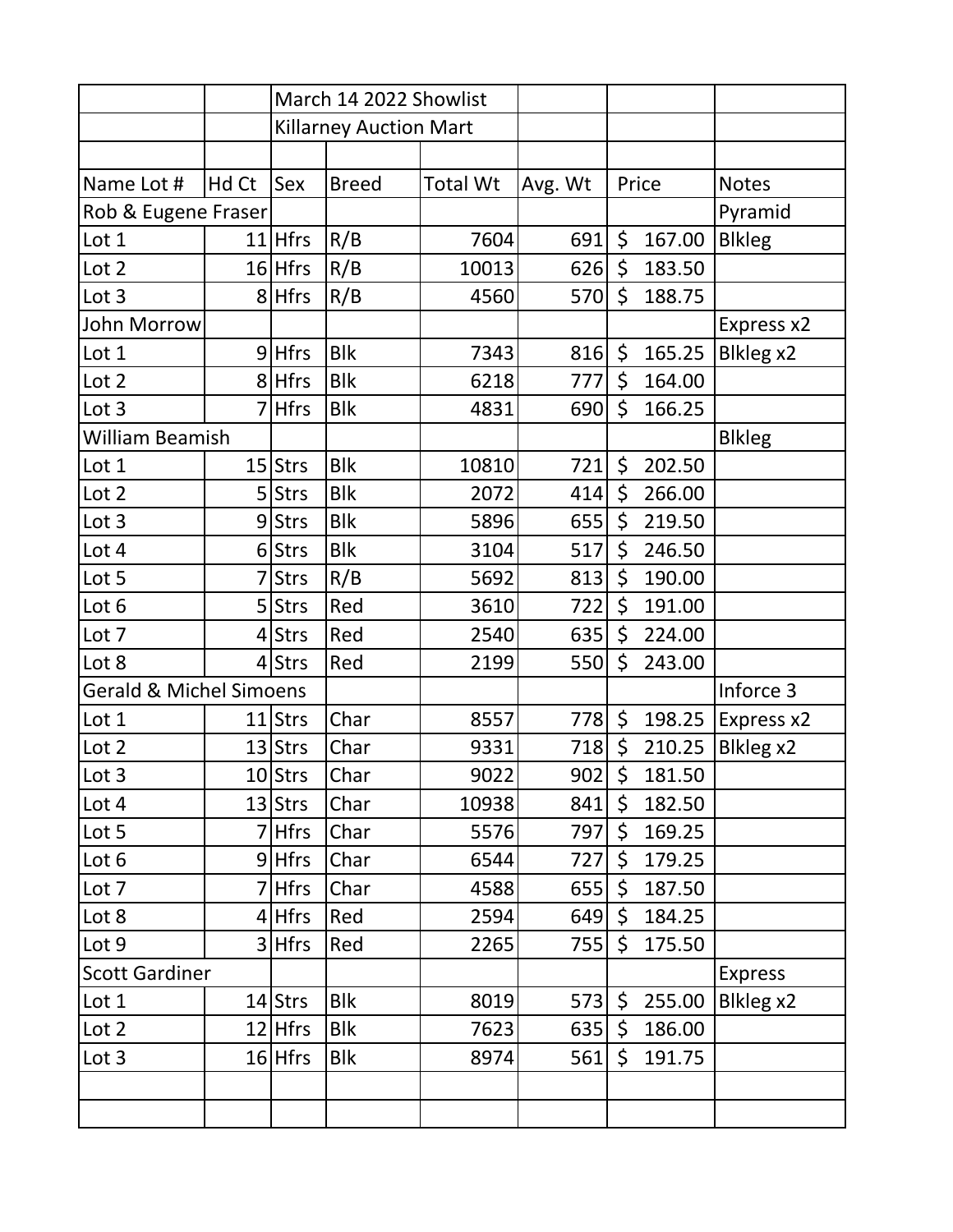| | | March 14 2022 Showlist | | | | | |
|---|---|---|---|---|---|---|---|
| | | Killarney Auction Mart | | | | | |
| | | | | | | | |
| Name Lot # | Hd Ct | Sex | Breed | Total Wt | Avg. Wt | Price | Notes |
| Rob & Eugene Fraser | | | | | | | Pyramid |
| Lot 1 | 11 | Hfrs | R/B | 7604 | 691 | $ 167.00 | Blkleg |
| Lot 2 | 16 | Hfrs | R/B | 10013 | 626 | $ 183.50 | |
| Lot 3 | 8 | Hfrs | R/B | 4560 | 570 | $ 188.75 | |
| John Morrow | | | | | | | Express x2 |
| Lot 1 | 9 | Hfrs | Blk | 7343 | 816 | $ 165.25 | Blkleg x2 |
| Lot 2 | 8 | Hfrs | Blk | 6218 | 777 | $ 164.00 | |
| Lot 3 | 7 | Hfrs | Blk | 4831 | 690 | $ 166.25 | |
| William Beamish | | | | | | | Blkleg |
| Lot 1 | 15 | Strs | Blk | 10810 | 721 | $ 202.50 | |
| Lot 2 | 5 | Strs | Blk | 2072 | 414 | $ 266.00 | |
| Lot 3 | 9 | Strs | Blk | 5896 | 655 | $ 219.50 | |
| Lot 4 | 6 | Strs | Blk | 3104 | 517 | $ 246.50 | |
| Lot 5 | 7 | Strs | R/B | 5692 | 813 | $ 190.00 | |
| Lot 6 | 5 | Strs | Red | 3610 | 722 | $ 191.00 | |
| Lot 7 | 4 | Strs | Red | 2540 | 635 | $ 224.00 | |
| Lot 8 | 4 | Strs | Red | 2199 | 550 | $ 243.00 | |
| Gerald & Michel Simoens | | | | | | | Inforce 3 |
| Lot 1 | 11 | Strs | Char | 8557 | 778 | $ 198.25 | Express x2 |
| Lot 2 | 13 | Strs | Char | 9331 | 718 | $ 210.25 | Blkleg x2 |
| Lot 3 | 10 | Strs | Char | 9022 | 902 | $ 181.50 | |
| Lot 4 | 13 | Strs | Char | 10938 | 841 | $ 182.50 | |
| Lot 5 | 7 | Hfrs | Char | 5576 | 797 | $ 169.25 | |
| Lot 6 | 9 | Hfrs | Char | 6544 | 727 | $ 179.25 | |
| Lot 7 | 7 | Hfrs | Char | 4588 | 655 | $ 187.50 | |
| Lot 8 | 4 | Hfrs | Red | 2594 | 649 | $ 184.25 | |
| Lot 9 | 3 | Hfrs | Red | 2265 | 755 | $ 175.50 | |
| Scott Gardiner | | | | | | | Express |
| Lot 1 | 14 | Strs | Blk | 8019 | 573 | $ 255.00 | Blkleg x2 |
| Lot 2 | 12 | Hfrs | Blk | 7623 | 635 | $ 186.00 | |
| Lot 3 | 16 | Hfrs | Blk | 8974 | 561 | $ 191.75 | |
| | | | | | | | |
| | | | | | | | |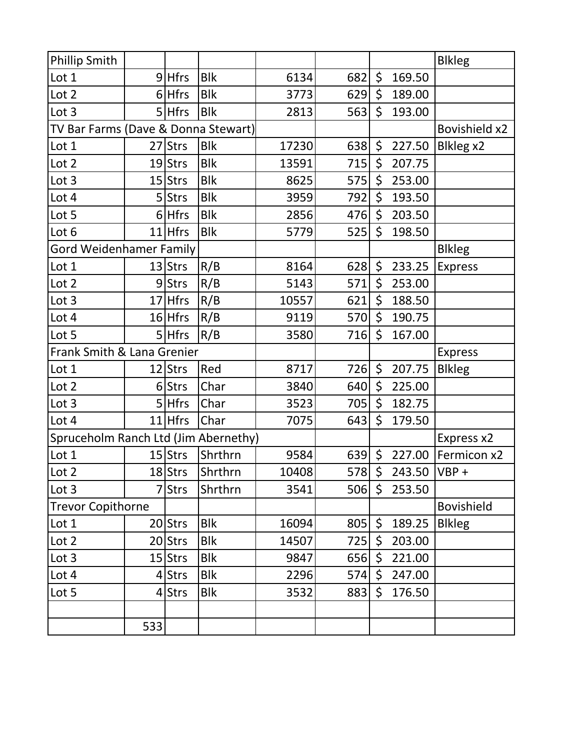| | | | | | | | |
|---|---|---|---|---|---|---|---|
| Phillip Smith | | | | | | | Blkleg |
| Lot 1 | 9 | Hfrs | Blk | 6134 | 682 | $ 169.50 | |
| Lot 2 | 6 | Hfrs | Blk | 3773 | 629 | $ 189.00 | |
| Lot 3 | 5 | Hfrs | Blk | 2813 | 563 | $ 193.00 | |
| TV Bar Farms (Dave & Donna Stewart) | | | | | | | Bovishield x2 |
| Lot 1 | 27 | Strs | Blk | 17230 | 638 | $ 227.50 | Blkleg x2 |
| Lot 2 | 19 | Strs | Blk | 13591 | 715 | $ 207.75 | |
| Lot 3 | 15 | Strs | Blk | 8625 | 575 | $ 253.00 | |
| Lot 4 | 5 | Strs | Blk | 3959 | 792 | $ 193.50 | |
| Lot 5 | 6 | Hfrs | Blk | 2856 | 476 | $ 203.50 | |
| Lot 6 | 11 | Hfrs | Blk | 5779 | 525 | $ 198.50 | |
| Gord Weidenhamer Family | | | | | | | Blkleg |
| Lot 1 | 13 | Strs | R/B | 8164 | 628 | $ 233.25 | Express |
| Lot 2 | 9 | Strs | R/B | 5143 | 571 | $ 253.00 | |
| Lot 3 | 17 | Hfrs | R/B | 10557 | 621 | $ 188.50 | |
| Lot 4 | 16 | Hfrs | R/B | 9119 | 570 | $ 190.75 | |
| Lot 5 | 5 | Hfrs | R/B | 3580 | 716 | $ 167.00 | |
| Frank Smith & Lana Grenier | | | | | | | Express |
| Lot 1 | 12 | Strs | Red | 8717 | 726 | $ 207.75 | Blkleg |
| Lot 2 | 6 | Strs | Char | 3840 | 640 | $ 225.00 | |
| Lot 3 | 5 | Hfrs | Char | 3523 | 705 | $ 182.75 | |
| Lot 4 | 11 | Hfrs | Char | 7075 | 643 | $ 179.50 | |
| Spruceholm Ranch Ltd (Jim Abernethy) | | | | | | | Express x2 |
| Lot 1 | 15 | Strs | Shrthrn | 9584 | 639 | $ 227.00 | Fermicon x2 |
| Lot 2 | 18 | Strs | Shrthrn | 10408 | 578 | $ 243.50 | VBP + |
| Lot 3 | 7 | Strs | Shrthrn | 3541 | 506 | $ 253.50 | |
| Trevor Copithorne | | | | | | | Bovishield |
| Lot 1 | 20 | Strs | Blk | 16094 | 805 | $ 189.25 | Blkleg |
| Lot 2 | 20 | Strs | Blk | 14507 | 725 | $ 203.00 | |
| Lot 3 | 15 | Strs | Blk | 9847 | 656 | $ 221.00 | |
| Lot 4 | 4 | Strs | Blk | 2296 | 574 | $ 247.00 | |
| Lot 5 | 4 | Strs | Blk | 3532 | 883 | $ 176.50 | |
| | | | | | | | |
| | 533 | | | | | | |